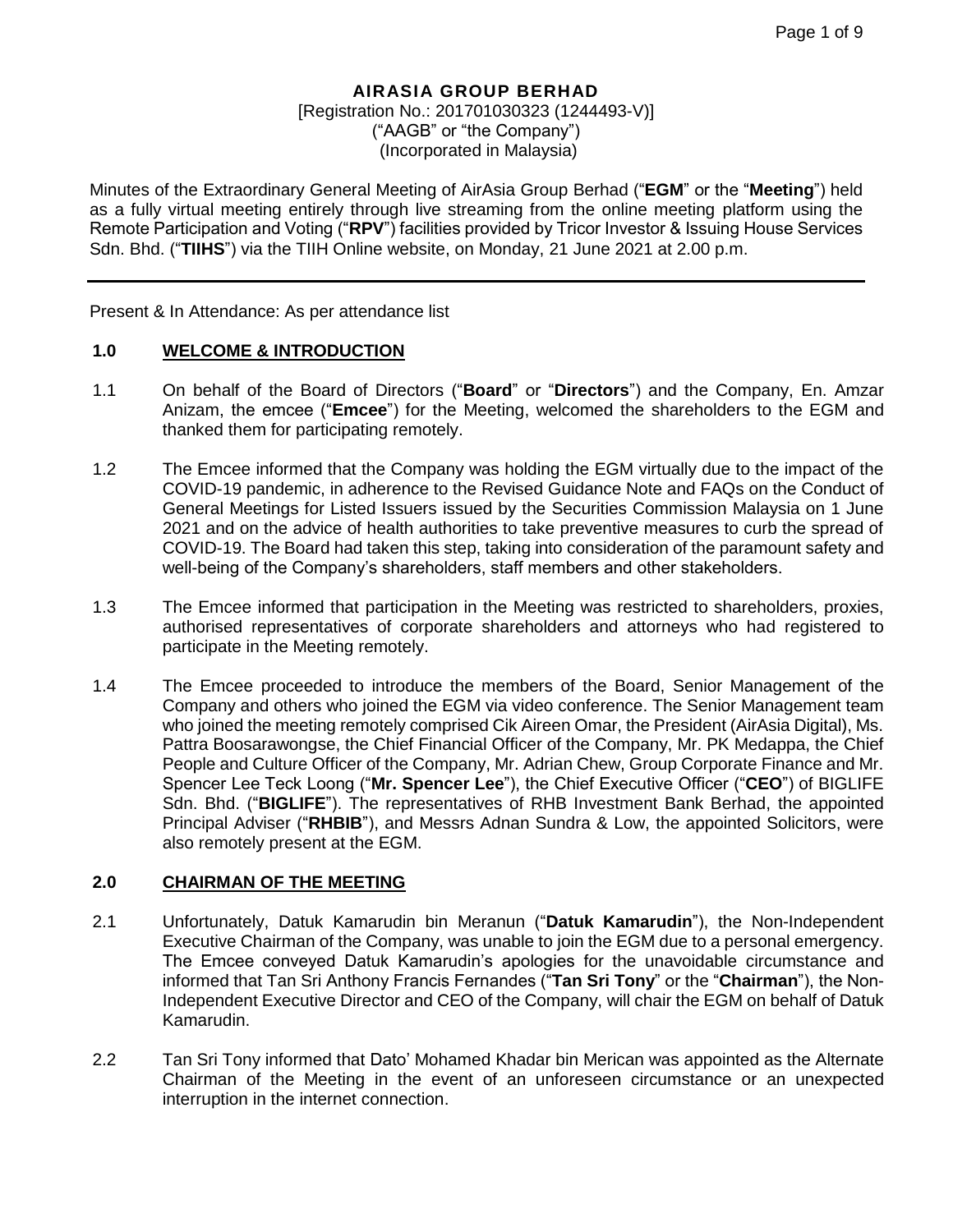**AIRASIA GROUP BERHAD**
[Registration No.: 201701030323 (1244493-V)]
("AAGB" or "the Company")
(Incorporated in Malaysia)

Minutes of the Extraordinary General Meeting of AirAsia Group Berhad ("**EGM**" or the "**Meeting**") held as a fully virtual meeting entirely through live streaming from the online meeting platform using the Remote Participation and Voting ("**RPV**") facilities provided by Tricor Investor & Issuing House Services Sdn. Bhd. ("**TIIHS**") via the TIIH Online website, on Monday, 21 June 2021 at 2.00 p.m.

---

Present & In Attendance: As per attendance list

## 1.0 WELCOME & INTRODUCTION

1.1 On behalf of the Board of Directors ("**Board**" or "**Directors**") and the Company, En. Amzar Anizam, the emcee ("**Emcee**") for the Meeting, welcomed the shareholders to the EGM and thanked them for participating remotely.

1.2 The Emcee informed that the Company was holding the EGM virtually due to the impact of the COVID-19 pandemic, in adherence to the Revised Guidance Note and FAQs on the Conduct of General Meetings for Listed Issuers issued by the Securities Commission Malaysia on 1 June 2021 and on the advice of health authorities to take preventive measures to curb the spread of COVID-19. The Board had taken this step, taking into consideration of the paramount safety and well-being of the Company's shareholders, staff members and other stakeholders.

1.3 The Emcee informed that participation in the Meeting was restricted to shareholders, proxies, authorised representatives of corporate shareholders and attorneys who had registered to participate in the Meeting remotely.

1.4 The Emcee proceeded to introduce the members of the Board, Senior Management of the Company and others who joined the EGM via video conference. The Senior Management team who joined the meeting remotely comprised Cik Aireen Omar, the President (AirAsia Digital), Ms. Pattra Boosarawongse, the Chief Financial Officer of the Company, Mr. PK Medappa, the Chief People and Culture Officer of the Company, Mr. Adrian Chew, Group Corporate Finance and Mr. Spencer Lee Teck Loong ("**Mr. Spencer Lee**"), the Chief Executive Officer ("**CEO**") of BIGLIFE Sdn. Bhd. ("**BIGLIFE**"). The representatives of RHB Investment Bank Berhad, the appointed Principal Adviser ("**RHBIB**"), and Messrs Adnan Sundra & Low, the appointed Solicitors, were also remotely present at the EGM.

## 2.0 CHAIRMAN OF THE MEETING

2.1 Unfortunately, Datuk Kamarudin bin Meranun ("**Datuk Kamarudin**"), the Non-Independent Executive Chairman of the Company, was unable to join the EGM due to a personal emergency. The Emcee conveyed Datuk Kamarudin's apologies for the unavoidable circumstance and informed that Tan Sri Anthony Francis Fernandes ("**Tan Sri Tony**" or the "**Chairman**"), the Non-Independent Executive Director and CEO of the Company, will chair the EGM on behalf of Datuk Kamarudin.

2.2 Tan Sri Tony informed that Dato' Mohamed Khadar bin Merican was appointed as the Alternate Chairman of the Meeting in the event of an unforeseen circumstance or an unexpected interruption in the internet connection.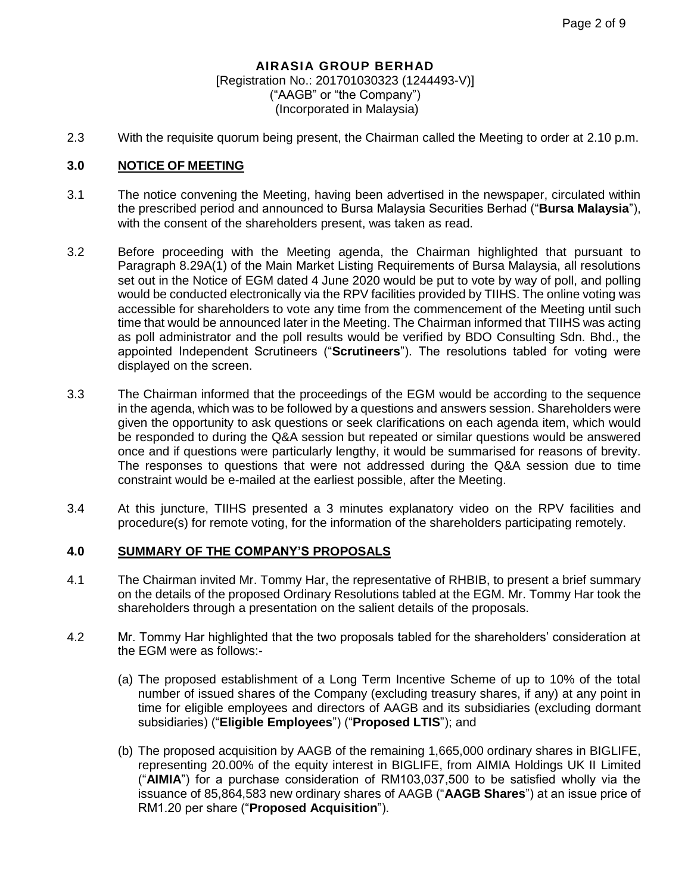**AIRASIA GROUP BERHAD**
[Registration No.: 201701030323 (1244493-V)]
("AAGB" or "the Company")
(Incorporated in Malaysia)

2.3 With the requisite quorum being present, the Chairman called the Meeting to order at 2.10 p.m.

## 3.0 NOTICE OF MEETING

3.1 The notice convening the Meeting, having been advertised in the newspaper, circulated within the prescribed period and announced to Bursa Malaysia Securities Berhad ("**Bursa Malaysia**"), with the consent of the shareholders present, was taken as read.

3.2 Before proceeding with the Meeting agenda, the Chairman highlighted that pursuant to Paragraph 8.29A(1) of the Main Market Listing Requirements of Bursa Malaysia, all resolutions set out in the Notice of EGM dated 4 June 2020 would be put to vote by way of poll, and polling would be conducted electronically via the RPV facilities provided by TIIHS. The online voting was accessible for shareholders to vote any time from the commencement of the Meeting until such time that would be announced later in the Meeting. The Chairman informed that TIIHS was acting as poll administrator and the poll results would be verified by BDO Consulting Sdn. Bhd., the appointed Independent Scrutineers ("**Scrutineers**"). The resolutions tabled for voting were displayed on the screen.

3.3 The Chairman informed that the proceedings of the EGM would be according to the sequence in the agenda, which was to be followed by a questions and answers session. Shareholders were given the opportunity to ask questions or seek clarifications on each agenda item, which would be responded to during the Q&A session but repeated or similar questions would be answered once and if questions were particularly lengthy, it would be summarised for reasons of brevity. The responses to questions that were not addressed during the Q&A session due to time constraint would be e-mailed at the earliest possible, after the Meeting.

3.4 At this juncture, TIIHS presented a 3 minutes explanatory video on the RPV facilities and procedure(s) for remote voting, for the information of the shareholders participating remotely.

## 4.0 SUMMARY OF THE COMPANY'S PROPOSALS

4.1 The Chairman invited Mr. Tommy Har, the representative of RHBIB, to present a brief summary on the details of the proposed Ordinary Resolutions tabled at the EGM. Mr. Tommy Har took the shareholders through a presentation on the salient details of the proposals.

4.2 Mr. Tommy Har highlighted that the two proposals tabled for the shareholders' consideration at the EGM were as follows:-

(a) The proposed establishment of a Long Term Incentive Scheme of up to 10% of the total number of issued shares of the Company (excluding treasury shares, if any) at any point in time for eligible employees and directors of AAGB and its subsidiaries (excluding dormant subsidiaries) ("**Eligible Employees**") ("**Proposed LTIS**"); and

(b) The proposed acquisition by AAGB of the remaining 1,665,000 ordinary shares in BIGLIFE, representing 20.00% of the equity interest in BIGLIFE, from AIMIA Holdings UK II Limited ("**AIMIA**") for a purchase consideration of RM103,037,500 to be satisfied wholly via the issuance of 85,864,583 new ordinary shares of AAGB ("**AAGB Shares**") at an issue price of RM1.20 per share ("**Proposed Acquisition**").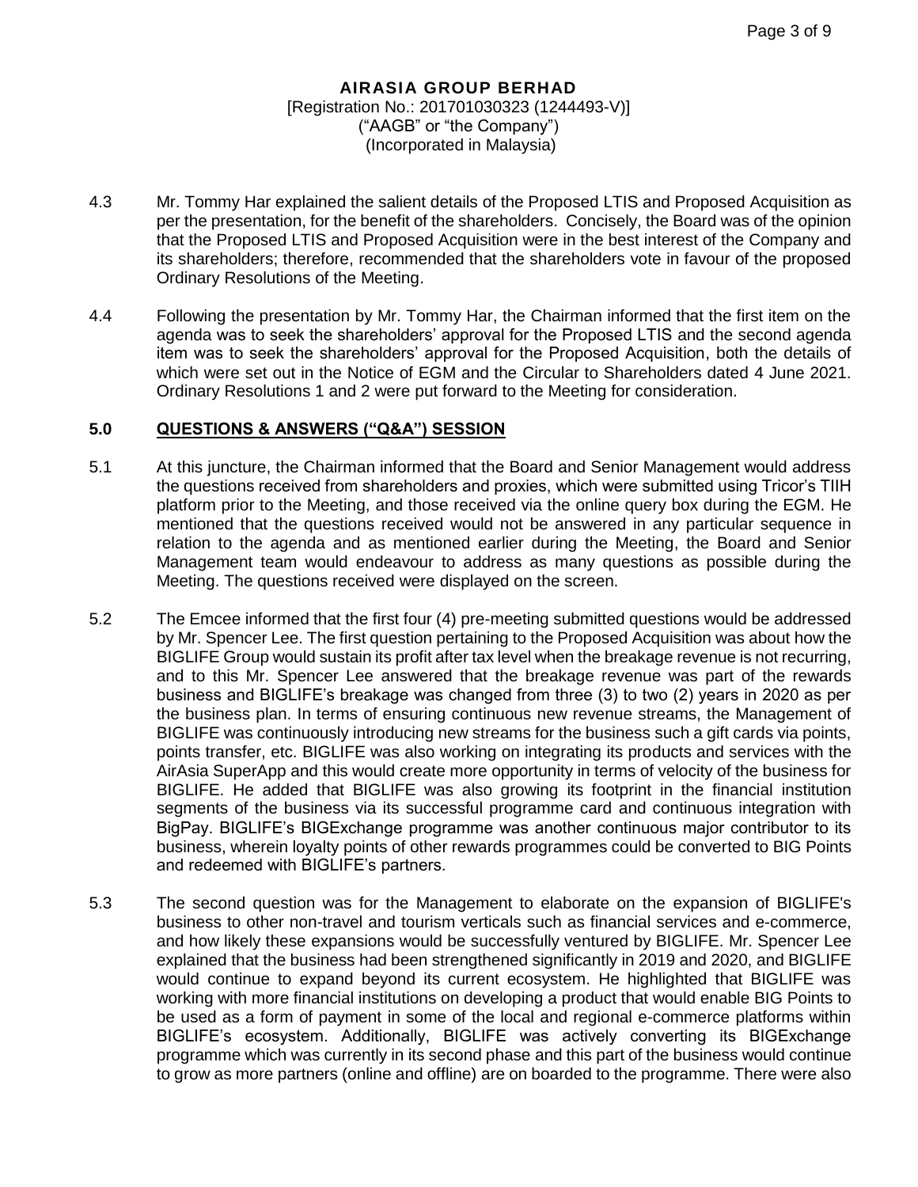**AIRASIA GROUP BERHAD**
[Registration No.: 201701030323 (1244493-V)]
("AAGB" or "the Company")
(Incorporated in Malaysia)

4.3 Mr. Tommy Har explained the salient details of the Proposed LTIS and Proposed Acquisition as per the presentation, for the benefit of the shareholders. Concisely, the Board was of the opinion that the Proposed LTIS and Proposed Acquisition were in the best interest of the Company and its shareholders; therefore, recommended that the shareholders vote in favour of the proposed Ordinary Resolutions of the Meeting.

4.4 Following the presentation by Mr. Tommy Har, the Chairman informed that the first item on the agenda was to seek the shareholders' approval for the Proposed LTIS and the second agenda item was to seek the shareholders' approval for the Proposed Acquisition, both the details of which were set out in the Notice of EGM and the Circular to Shareholders dated 4 June 2021. Ordinary Resolutions 1 and 2 were put forward to the Meeting for consideration.

## 5.0 QUESTIONS & ANSWERS ("Q&A") SESSION

5.1 At this juncture, the Chairman informed that the Board and Senior Management would address the questions received from shareholders and proxies, which were submitted using Tricor's TIIH platform prior to the Meeting, and those received via the online query box during the EGM. He mentioned that the questions received would not be answered in any particular sequence in relation to the agenda and as mentioned earlier during the Meeting, the Board and Senior Management team would endeavour to address as many questions as possible during the Meeting. The questions received were displayed on the screen.

5.2 The Emcee informed that the first four (4) pre-meeting submitted questions would be addressed by Mr. Spencer Lee. The first question pertaining to the Proposed Acquisition was about how the BIGLIFE Group would sustain its profit after tax level when the breakage revenue is not recurring, and to this Mr. Spencer Lee answered that the breakage revenue was part of the rewards business and BIGLIFE's breakage was changed from three (3) to two (2) years in 2020 as per the business plan. In terms of ensuring continuous new revenue streams, the Management of BIGLIFE was continuously introducing new streams for the business such a gift cards via points, points transfer, etc. BIGLIFE was also working on integrating its products and services with the AirAsia SuperApp and this would create more opportunity in terms of velocity of the business for BIGLIFE. He added that BIGLIFE was also growing its footprint in the financial institution segments of the business via its successful programme card and continuous integration with BigPay. BIGLIFE's BIGExchange programme was another continuous major contributor to its business, wherein loyalty points of other rewards programmes could be converted to BIG Points and redeemed with BIGLIFE's partners.

5.3 The second question was for the Management to elaborate on the expansion of BIGLIFE's business to other non-travel and tourism verticals such as financial services and e-commerce, and how likely these expansions would be successfully ventured by BIGLIFE. Mr. Spencer Lee explained that the business had been strengthened significantly in 2019 and 2020, and BIGLIFE would continue to expand beyond its current ecosystem. He highlighted that BIGLIFE was working with more financial institutions on developing a product that would enable BIG Points to be used as a form of payment in some of the local and regional e-commerce platforms within BIGLIFE's ecosystem. Additionally, BIGLIFE was actively converting its BIGExchange programme which was currently in its second phase and this part of the business would continue to grow as more partners (online and offline) are on boarded to the programme. There were also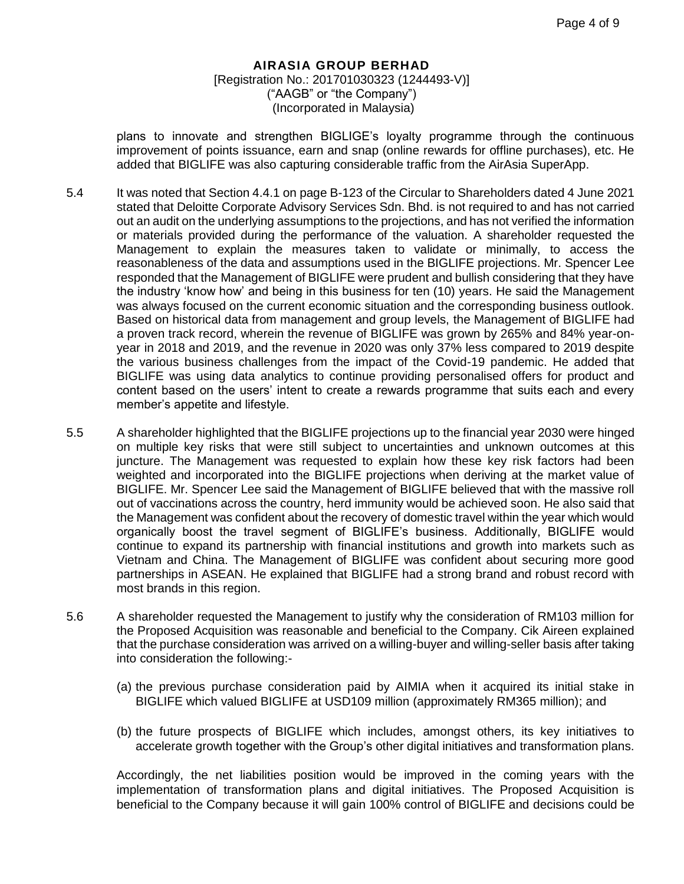plans to innovate and strengthen BIGLIGE's loyalty programme through the continuous improvement of points issuance, earn and snap (online rewards for offline purchases), etc. He added that BIGLIFE was also capturing considerable traffic from the AirAsia SuperApp.

5.4 It was noted that Section 4.4.1 on page B-123 of the Circular to Shareholders dated 4 June 2021 stated that Deloitte Corporate Advisory Services Sdn. Bhd. is not required to and has not carried out an audit on the underlying assumptions to the projections, and has not verified the information or materials provided during the performance of the valuation. A shareholder requested the Management to explain the measures taken to validate or minimally, to access the reasonableness of the data and assumptions used in the BIGLIFE projections. Mr. Spencer Lee responded that the Management of BIGLIFE were prudent and bullish considering that they have the industry 'know how' and being in this business for ten (10) years. He said the Management was always focused on the current economic situation and the corresponding business outlook. Based on historical data from management and group levels, the Management of BIGLIFE had a proven track record, wherein the revenue of BIGLIFE was grown by 265% and 84% year-on-year in 2018 and 2019, and the revenue in 2020 was only 37% less compared to 2019 despite the various business challenges from the impact of the Covid-19 pandemic. He added that BIGLIFE was using data analytics to continue providing personalised offers for product and content based on the users' intent to create a rewards programme that suits each and every member's appetite and lifestyle.

5.5 A shareholder highlighted that the BIGLIFE projections up to the financial year 2030 were hinged on multiple key risks that were still subject to uncertainties and unknown outcomes at this juncture. The Management was requested to explain how these key risk factors had been weighted and incorporated into the BIGLIFE projections when deriving at the market value of BIGLIFE. Mr. Spencer Lee said the Management of BIGLIFE believed that with the massive roll out of vaccinations across the country, herd immunity would be achieved soon. He also said that the Management was confident about the recovery of domestic travel within the year which would organically boost the travel segment of BIGLIFE's business. Additionally, BIGLIFE would continue to expand its partnership with financial institutions and growth into markets such as Vietnam and China. The Management of BIGLIFE was confident about securing more good partnerships in ASEAN. He explained that BIGLIFE had a strong brand and robust record with most brands in this region.

5.6 A shareholder requested the Management to justify why the consideration of RM103 million for the Proposed Acquisition was reasonable and beneficial to the Company. Cik Aireen explained that the purchase consideration was arrived on a willing-buyer and willing-seller basis after taking into consideration the following:-

(a) the previous purchase consideration paid by AIMIA when it acquired its initial stake in BIGLIFE which valued BIGLIFE at USD109 million (approximately RM365 million); and

(b) the future prospects of BIGLIFE which includes, amongst others, its key initiatives to accelerate growth together with the Group's other digital initiatives and transformation plans.

Accordingly, the net liabilities position would be improved in the coming years with the implementation of transformation plans and digital initiatives. The Proposed Acquisition is beneficial to the Company because it will gain 100% control of BIGLIFE and decisions could be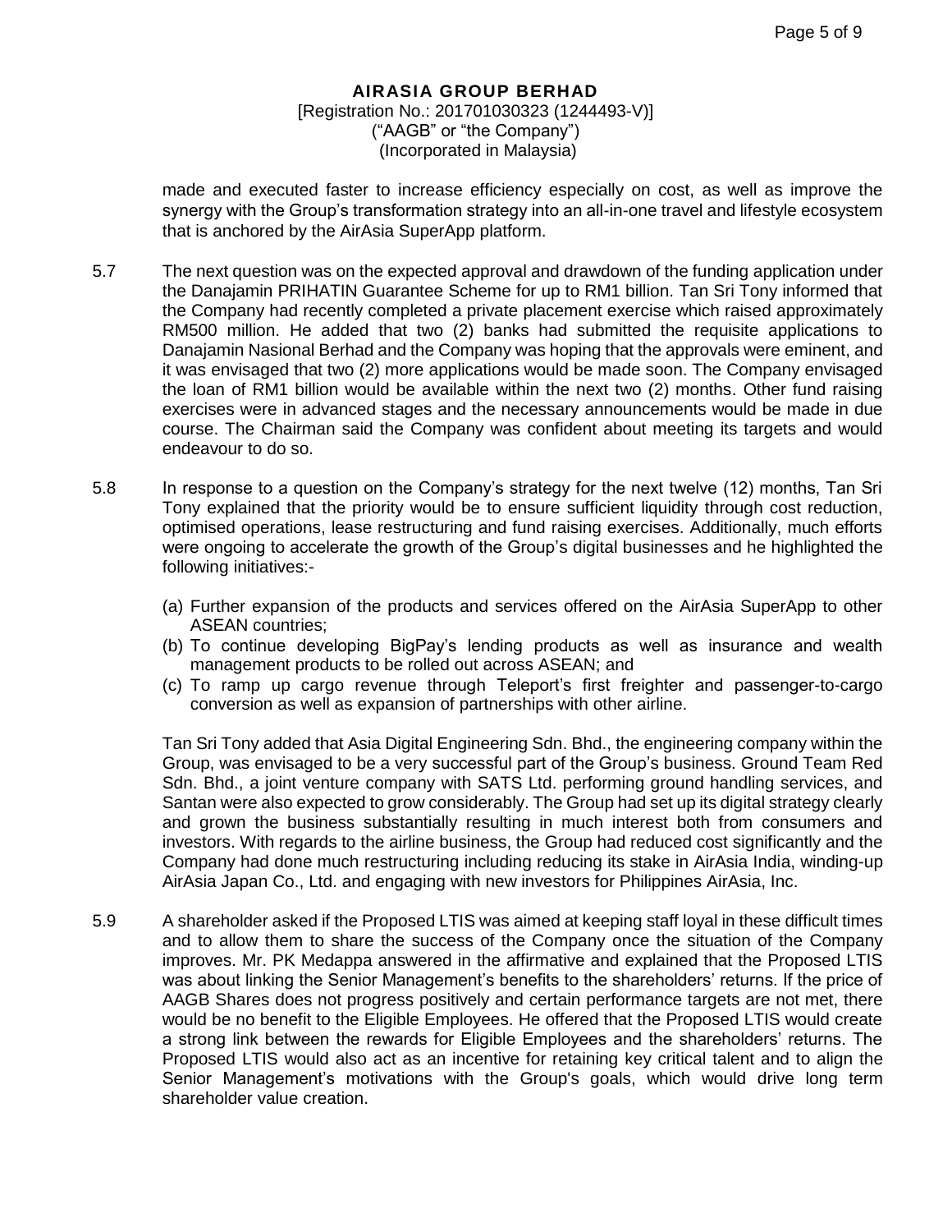made and executed faster to increase efficiency especially on cost, as well as improve the synergy with the Group's transformation strategy into an all-in-one travel and lifestyle ecosystem that is anchored by the AirAsia SuperApp platform.

5.7 The next question was on the expected approval and drawdown of the funding application under the Danajamin PRIHATIN Guarantee Scheme for up to RM1 billion. Tan Sri Tony informed that the Company had recently completed a private placement exercise which raised approximately RM500 million. He added that two (2) banks had submitted the requisite applications to Danajamin Nasional Berhad and the Company was hoping that the approvals were eminent, and it was envisaged that two (2) more applications would be made soon. The Company envisaged the loan of RM1 billion would be available within the next two (2) months. Other fund raising exercises were in advanced stages and the necessary announcements would be made in due course. The Chairman said the Company was confident about meeting its targets and would endeavour to do so.

5.8 In response to a question on the Company's strategy for the next twelve (12) months, Tan Sri Tony explained that the priority would be to ensure sufficient liquidity through cost reduction, optimised operations, lease restructuring and fund raising exercises. Additionally, much efforts were ongoing to accelerate the growth of the Group's digital businesses and he highlighted the following initiatives:-

(a) Further expansion of the products and services offered on the AirAsia SuperApp to other ASEAN countries;
(b) To continue developing BigPay's lending products as well as insurance and wealth management products to be rolled out across ASEAN; and
(c) To ramp up cargo revenue through Teleport's first freighter and passenger-to-cargo conversion as well as expansion of partnerships with other airline.

Tan Sri Tony added that Asia Digital Engineering Sdn. Bhd., the engineering company within the Group, was envisaged to be a very successful part of the Group's business. Ground Team Red Sdn. Bhd., a joint venture company with SATS Ltd. performing ground handling services, and Santan were also expected to grow considerably. The Group had set up its digital strategy clearly and grown the business substantially resulting in much interest both from consumers and investors. With regards to the airline business, the Group had reduced cost significantly and the Company had done much restructuring including reducing its stake in AirAsia India, winding-up AirAsia Japan Co., Ltd. and engaging with new investors for Philippines AirAsia, Inc.

5.9 A shareholder asked if the Proposed LTIS was aimed at keeping staff loyal in these difficult times and to allow them to share the success of the Company once the situation of the Company improves. Mr. PK Medappa answered in the affirmative and explained that the Proposed LTIS was about linking the Senior Management's benefits to the shareholders' returns. If the price of AAGB Shares does not progress positively and certain performance targets are not met, there would be no benefit to the Eligible Employees. He offered that the Proposed LTIS would create a strong link between the rewards for Eligible Employees and the shareholders' returns. The Proposed LTIS would also act as an incentive for retaining key critical talent and to align the Senior Management's motivations with the Group's goals, which would drive long term shareholder value creation.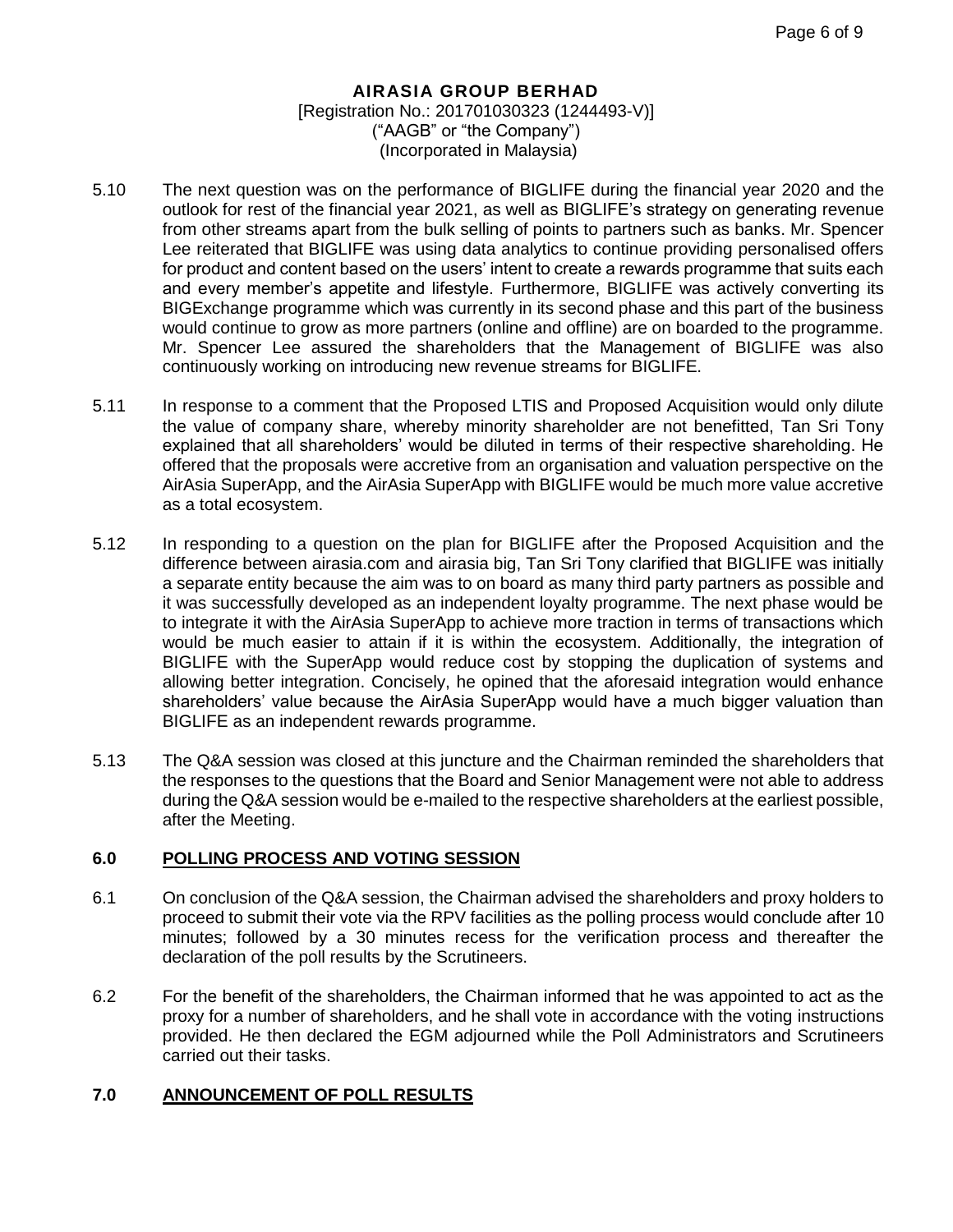**AIRASIA GROUP BERHAD**
[Registration No.: 201701030323 (1244493-V)]
("AAGB" or "the Company")
(Incorporated in Malaysia)

5.10 The next question was on the performance of BIGLIFE during the financial year 2020 and the outlook for rest of the financial year 2021, as well as BIGLIFE's strategy on generating revenue from other streams apart from the bulk selling of points to partners such as banks. Mr. Spencer Lee reiterated that BIGLIFE was using data analytics to continue providing personalised offers for product and content based on the users' intent to create a rewards programme that suits each and every member's appetite and lifestyle. Furthermore, BIGLIFE was actively converting its BIGExchange programme which was currently in its second phase and this part of the business would continue to grow as more partners (online and offline) are on boarded to the programme. Mr. Spencer Lee assured the shareholders that the Management of BIGLIFE was also continuously working on introducing new revenue streams for BIGLIFE.

5.11 In response to a comment that the Proposed LTIS and Proposed Acquisition would only dilute the value of company share, whereby minority shareholder are not benefitted, Tan Sri Tony explained that all shareholders' would be diluted in terms of their respective shareholding. He offered that the proposals were accretive from an organisation and valuation perspective on the AirAsia SuperApp, and the AirAsia SuperApp with BIGLIFE would be much more value accretive as a total ecosystem.

5.12 In responding to a question on the plan for BIGLIFE after the Proposed Acquisition and the difference between airasia.com and airasia big, Tan Sri Tony clarified that BIGLIFE was initially a separate entity because the aim was to on board as many third party partners as possible and it was successfully developed as an independent loyalty programme. The next phase would be to integrate it with the AirAsia SuperApp to achieve more traction in terms of transactions which would be much easier to attain if it is within the ecosystem. Additionally, the integration of BIGLIFE with the SuperApp would reduce cost by stopping the duplication of systems and allowing better integration. Concisely, he opined that the aforesaid integration would enhance shareholders' value because the AirAsia SuperApp would have a much bigger valuation than BIGLIFE as an independent rewards programme.

5.13 The Q&A session was closed at this juncture and the Chairman reminded the shareholders that the responses to the questions that the Board and Senior Management were not able to address during the Q&A session would be e-mailed to the respective shareholders at the earliest possible, after the Meeting.

## 6.0 POLLING PROCESS AND VOTING SESSION

6.1 On conclusion of the Q&A session, the Chairman advised the shareholders and proxy holders to proceed to submit their vote via the RPV facilities as the polling process would conclude after 10 minutes; followed by a 30 minutes recess for the verification process and thereafter the declaration of the poll results by the Scrutineers.

6.2 For the benefit of the shareholders, the Chairman informed that he was appointed to act as the proxy for a number of shareholders, and he shall vote in accordance with the voting instructions provided. He then declared the EGM adjourned while the Poll Administrators and Scrutineers carried out their tasks.

## 7.0 ANNOUNCEMENT OF POLL RESULTS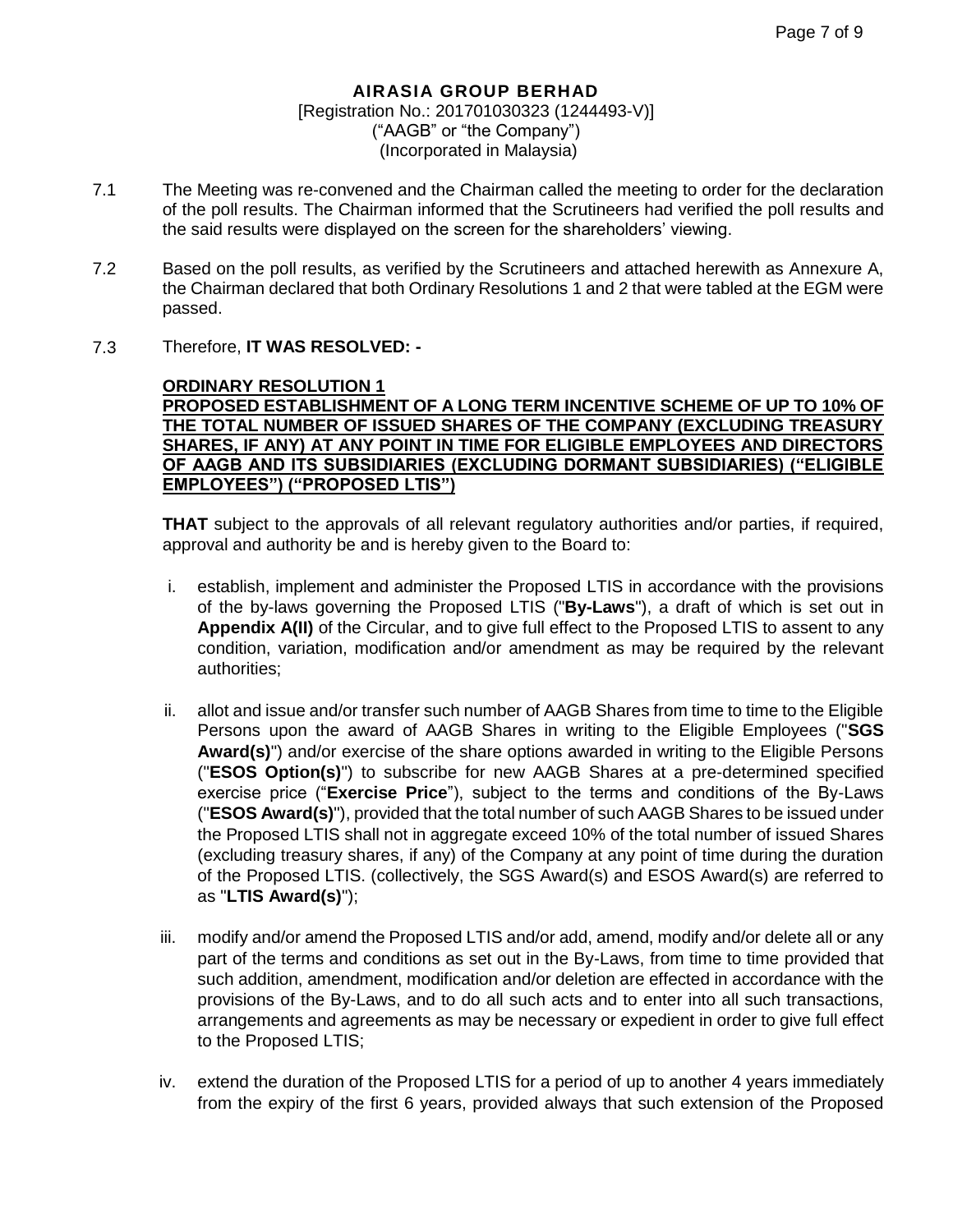**AIRASIA GROUP BERHAD**
[Registration No.: 201701030323 (1244493-V)]
("AAGB" or "the Company")
(Incorporated in Malaysia)

7.1 The Meeting was re-convened and the Chairman called the meeting to order for the declaration of the poll results. The Chairman informed that the Scrutineers had verified the poll results and the said results were displayed on the screen for the shareholders' viewing.

7.2 Based on the poll results, as verified by the Scrutineers and attached herewith as Annexure A, the Chairman declared that both Ordinary Resolutions 1 and 2 that were tabled at the EGM were passed.

7.3 Therefore, **IT WAS RESOLVED: -**

**ORDINARY RESOLUTION 1**
**PROPOSED ESTABLISHMENT OF A LONG TERM INCENTIVE SCHEME OF UP TO 10% OF THE TOTAL NUMBER OF ISSUED SHARES OF THE COMPANY (EXCLUDING TREASURY SHARES, IF ANY) AT ANY POINT IN TIME FOR ELIGIBLE EMPLOYEES AND DIRECTORS OF AAGB AND ITS SUBSIDIARIES (EXCLUDING DORMANT SUBSIDIARIES) ("ELIGIBLE EMPLOYEES") ("PROPOSED LTIS")**

**THAT** subject to the approvals of all relevant regulatory authorities and/or parties, if required, approval and authority be and is hereby given to the Board to:

i. establish, implement and administer the Proposed LTIS in accordance with the provisions of the by-laws governing the Proposed LTIS ("**By-Laws**"), a draft of which is set out in **Appendix A(II)** of the Circular, and to give full effect to the Proposed LTIS to assent to any condition, variation, modification and/or amendment as may be required by the relevant authorities;

ii. allot and issue and/or transfer such number of AAGB Shares from time to time to the Eligible Persons upon the award of AAGB Shares in writing to the Eligible Employees ("**SGS Award(s)**") and/or exercise of the share options awarded in writing to the Eligible Persons ("**ESOS Option(s)**") to subscribe for new AAGB Shares at a pre-determined specified exercise price ("**Exercise Price**"), subject to the terms and conditions of the By-Laws ("**ESOS Award(s)**"), provided that the total number of such AAGB Shares to be issued under the Proposed LTIS shall not in aggregate exceed 10% of the total number of issued Shares (excluding treasury shares, if any) of the Company at any point of time during the duration of the Proposed LTIS. (collectively, the SGS Award(s) and ESOS Award(s) are referred to as "**LTIS Award(s)**");

iii. modify and/or amend the Proposed LTIS and/or add, amend, modify and/or delete all or any part of the terms and conditions as set out in the By-Laws, from time to time provided that such addition, amendment, modification and/or deletion are effected in accordance with the provisions of the By-Laws, and to do all such acts and to enter into all such transactions, arrangements and agreements as may be necessary or expedient in order to give full effect to the Proposed LTIS;

iv. extend the duration of the Proposed LTIS for a period of up to another 4 years immediately from the expiry of the first 6 years, provided always that such extension of the Proposed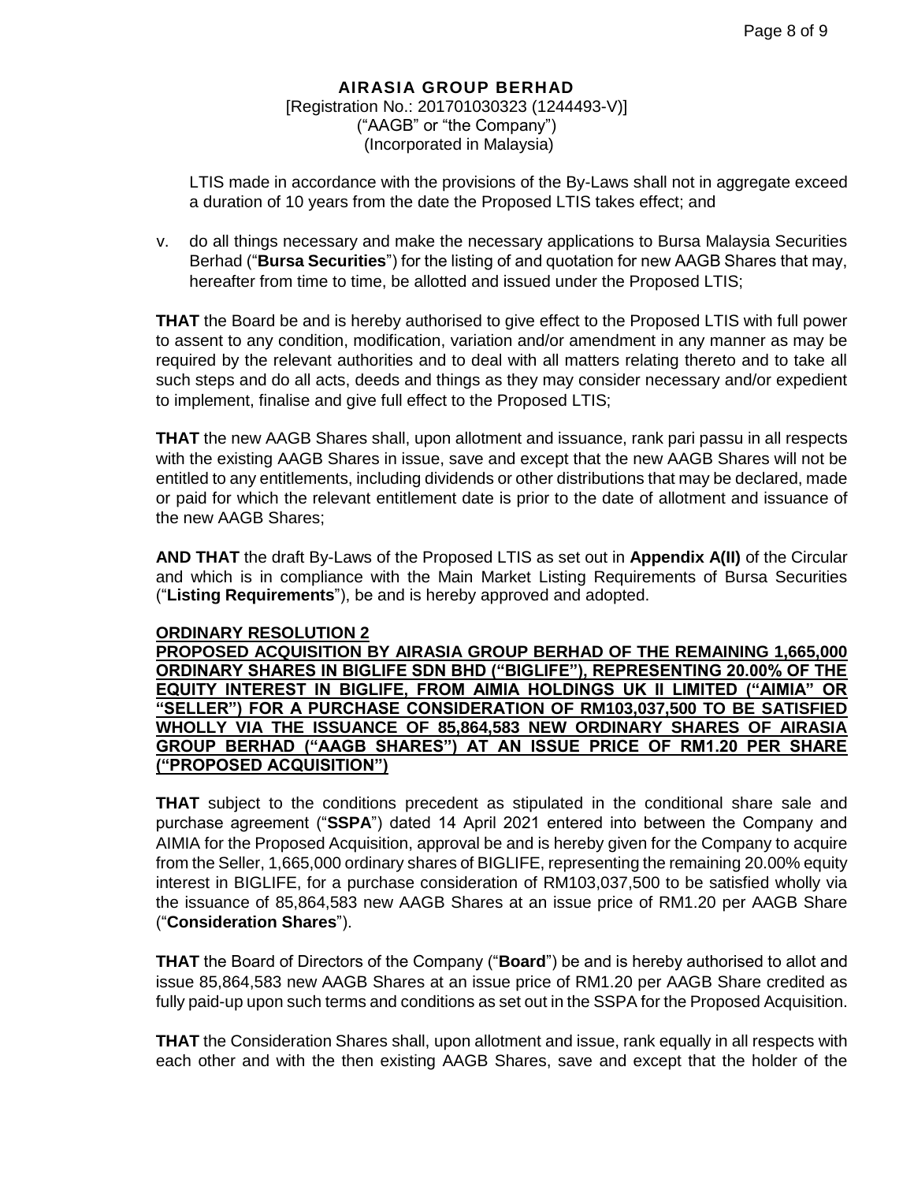**AIRASIA GROUP BERHAD**
[Registration No.: 201701030323 (1244493-V)]
("AAGB" or "the Company")
(Incorporated in Malaysia)

LTIS made in accordance with the provisions of the By-Laws shall not in aggregate exceed a duration of 10 years from the date the Proposed LTIS takes effect; and

v. do all things necessary and make the necessary applications to Bursa Malaysia Securities Berhad ("**Bursa Securities**") for the listing of and quotation for new AAGB Shares that may, hereafter from time to time, be allotted and issued under the Proposed LTIS;

**THAT** the Board be and is hereby authorised to give effect to the Proposed LTIS with full power to assent to any condition, modification, variation and/or amendment in any manner as may be required by the relevant authorities and to deal with all matters relating thereto and to take all such steps and do all acts, deeds and things as they may consider necessary and/or expedient to implement, finalise and give full effect to the Proposed LTIS;

**THAT** the new AAGB Shares shall, upon allotment and issuance, rank pari passu in all respects with the existing AAGB Shares in issue, save and except that the new AAGB Shares will not be entitled to any entitlements, including dividends or other distributions that may be declared, made or paid for which the relevant entitlement date is prior to the date of allotment and issuance of the new AAGB Shares;

**AND THAT** the draft By-Laws of the Proposed LTIS as set out in **Appendix A(II)** of the Circular and which is in compliance with the Main Market Listing Requirements of Bursa Securities ("**Listing Requirements**"), be and is hereby approved and adopted.

**ORDINARY RESOLUTION 2**

**PROPOSED ACQUISITION BY AIRASIA GROUP BERHAD OF THE REMAINING 1,665,000 ORDINARY SHARES IN BIGLIFE SDN BHD ("BIGLIFE"), REPRESENTING 20.00% OF THE EQUITY INTEREST IN BIGLIFE, FROM AIMIA HOLDINGS UK II LIMITED ("AIMIA" OR "SELLER") FOR A PURCHASE CONSIDERATION OF RM103,037,500 TO BE SATISFIED WHOLLY VIA THE ISSUANCE OF 85,864,583 NEW ORDINARY SHARES OF AIRASIA GROUP BERHAD ("AAGB SHARES") AT AN ISSUE PRICE OF RM1.20 PER SHARE ("PROPOSED ACQUISITION")**

**THAT** subject to the conditions precedent as stipulated in the conditional share sale and purchase agreement ("**SSPA**") dated 14 April 2021 entered into between the Company and AIMIA for the Proposed Acquisition, approval be and is hereby given for the Company to acquire from the Seller, 1,665,000 ordinary shares of BIGLIFE, representing the remaining 20.00% equity interest in BIGLIFE, for a purchase consideration of RM103,037,500 to be satisfied wholly via the issuance of 85,864,583 new AAGB Shares at an issue price of RM1.20 per AAGB Share ("**Consideration Shares**").

**THAT** the Board of Directors of the Company ("**Board**") be and is hereby authorised to allot and issue 85,864,583 new AAGB Shares at an issue price of RM1.20 per AAGB Share credited as fully paid-up upon such terms and conditions as set out in the SSPA for the Proposed Acquisition.

**THAT** the Consideration Shares shall, upon allotment and issue, rank equally in all respects with each other and with the then existing AAGB Shares, save and except that the holder of the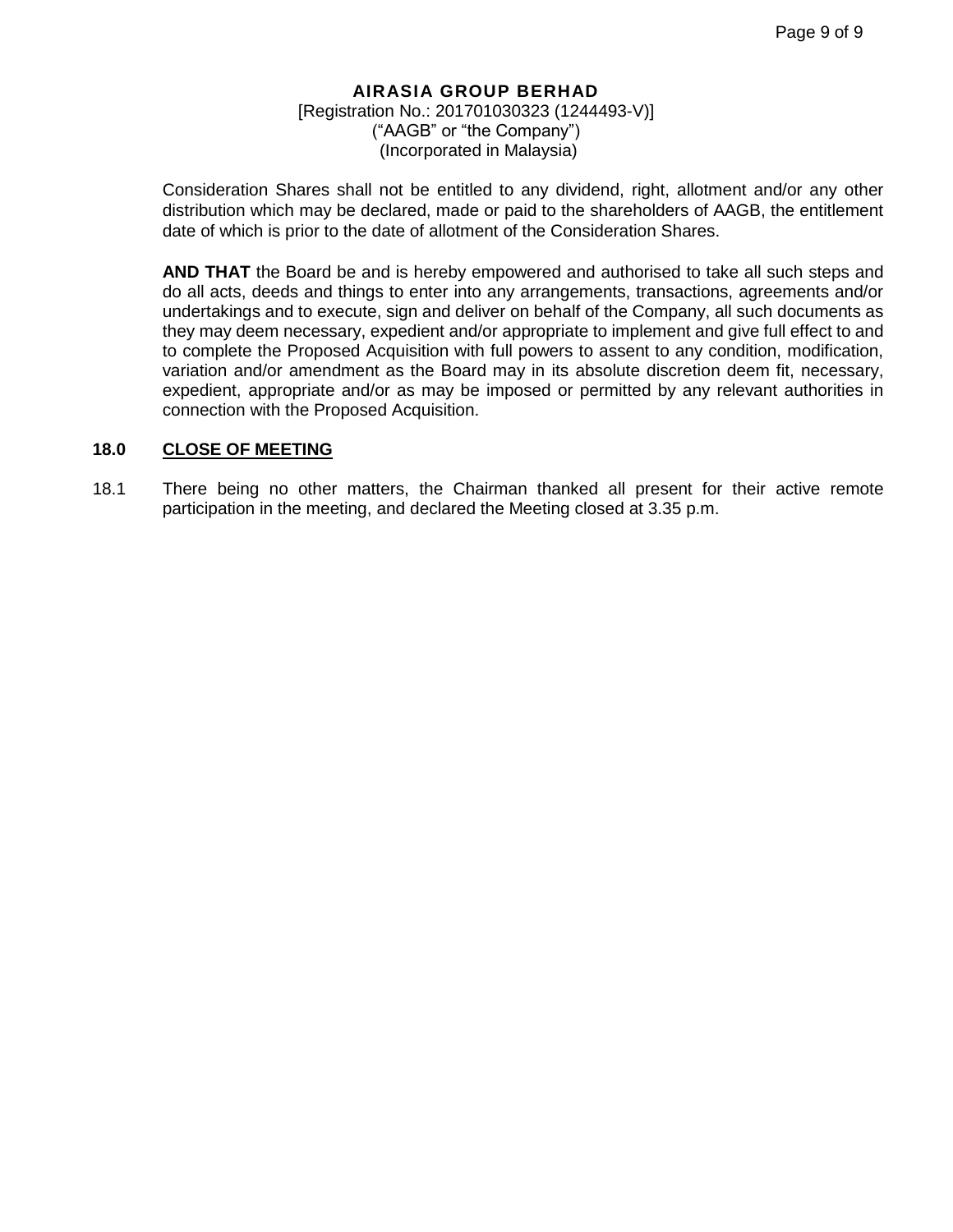Consideration Shares shall not be entitled to any dividend, right, allotment and/or any other distribution which may be declared, made or paid to the shareholders of AAGB, the entitlement date of which is prior to the date of allotment of the Consideration Shares.

**AND THAT** the Board be and is hereby empowered and authorised to take all such steps and do all acts, deeds and things to enter into any arrangements, transactions, agreements and/or undertakings and to execute, sign and deliver on behalf of the Company, all such documents as they may deem necessary, expedient and/or appropriate to implement and give full effect to and to complete the Proposed Acquisition with full powers to assent to any condition, modification, variation and/or amendment as the Board may in its absolute discretion deem fit, necessary, expedient, appropriate and/or as may be imposed or permitted by any relevant authorities in connection with the Proposed Acquisition.

## 18.0 CLOSE OF MEETING

18.1 There being no other matters, the Chairman thanked all present for their active remote participation in the meeting, and declared the Meeting closed at 3.35 p.m.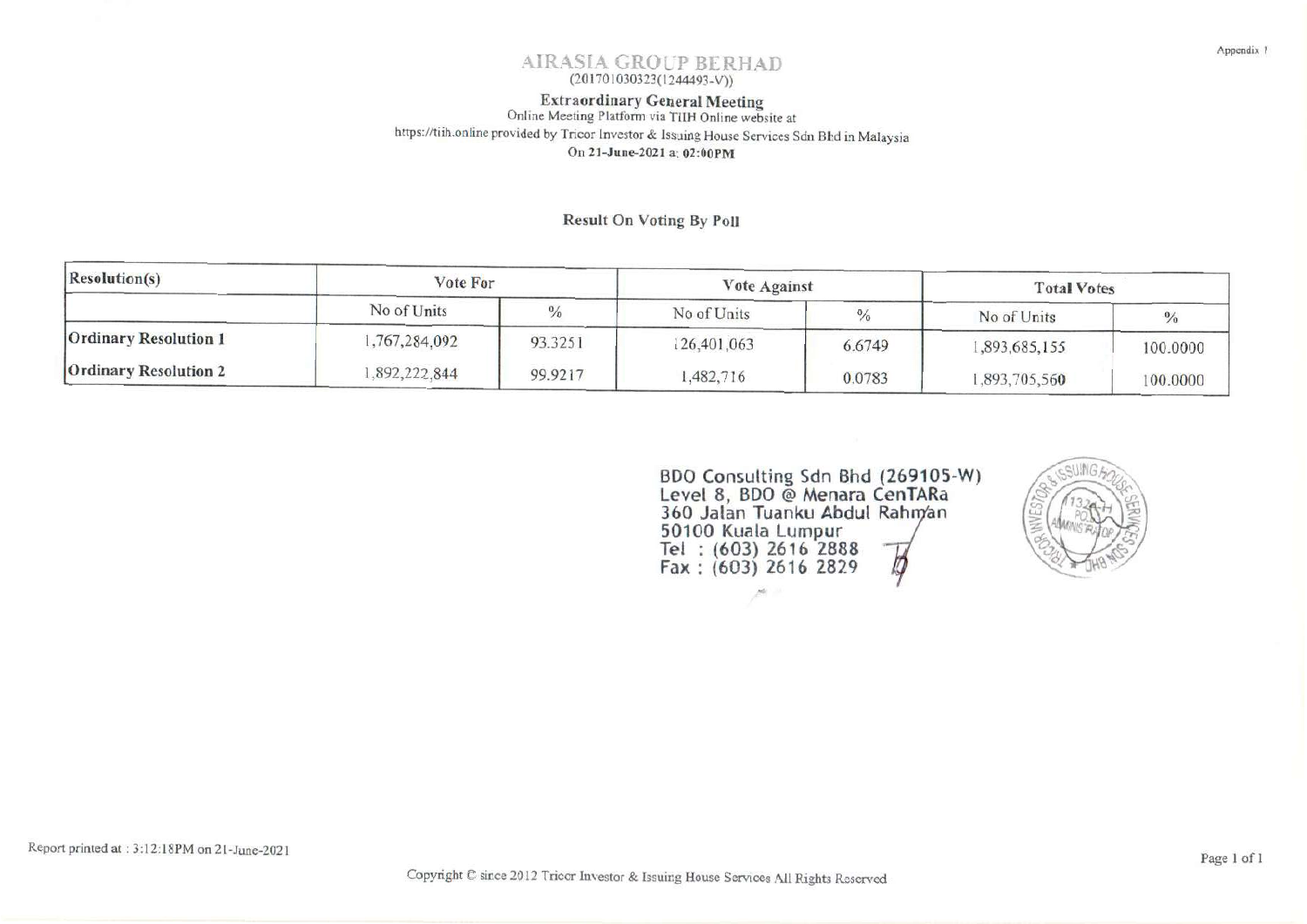Appendix I

# AIRASIA GROUP BERHAD

(201701030323(1244493-V))

## Extraordinary General Meeting

Online Meeting Platform via TIIH Online website at https://tiih.online provided by Tricor Investor & Issuing House Services Sdn Bhd in Malaysia

On **21-June-2021** at **02:00PM**

### Result On Voting By Poll

| Resolution(s) | Vote For | | Vote Against | | Total Votes | |
|---|---|---|---|---|---|---|
| | No of Units | % | No of Units | % | No of Units | % |
| **Ordinary Resolution 1** | 1,767,284,092 | 93.3251 | 126,401,063 | 6.6749 | 1,893,685,155 | 100.0000 |
| **Ordinary Resolution 2** | 1,892,222,844 | 99.9217 | 1,482,716 | 0.0783 | 1,893,705,560 | 100.0000 |

BDO Consulting Sdn Bhd (269105-W)
Level 8, BDO @ Menara CenTARa
360 Jalan Tuanku Abdul Rahman
50100 Kuala Lumpur
Tel : (603) 2616 2888
Fax : (603) 2616 2829

Report printed at : 3:12:18PM on 21-June-2021

Copyright © since 2012 Tricor Investor & Issuing House Services All Rights Reserved